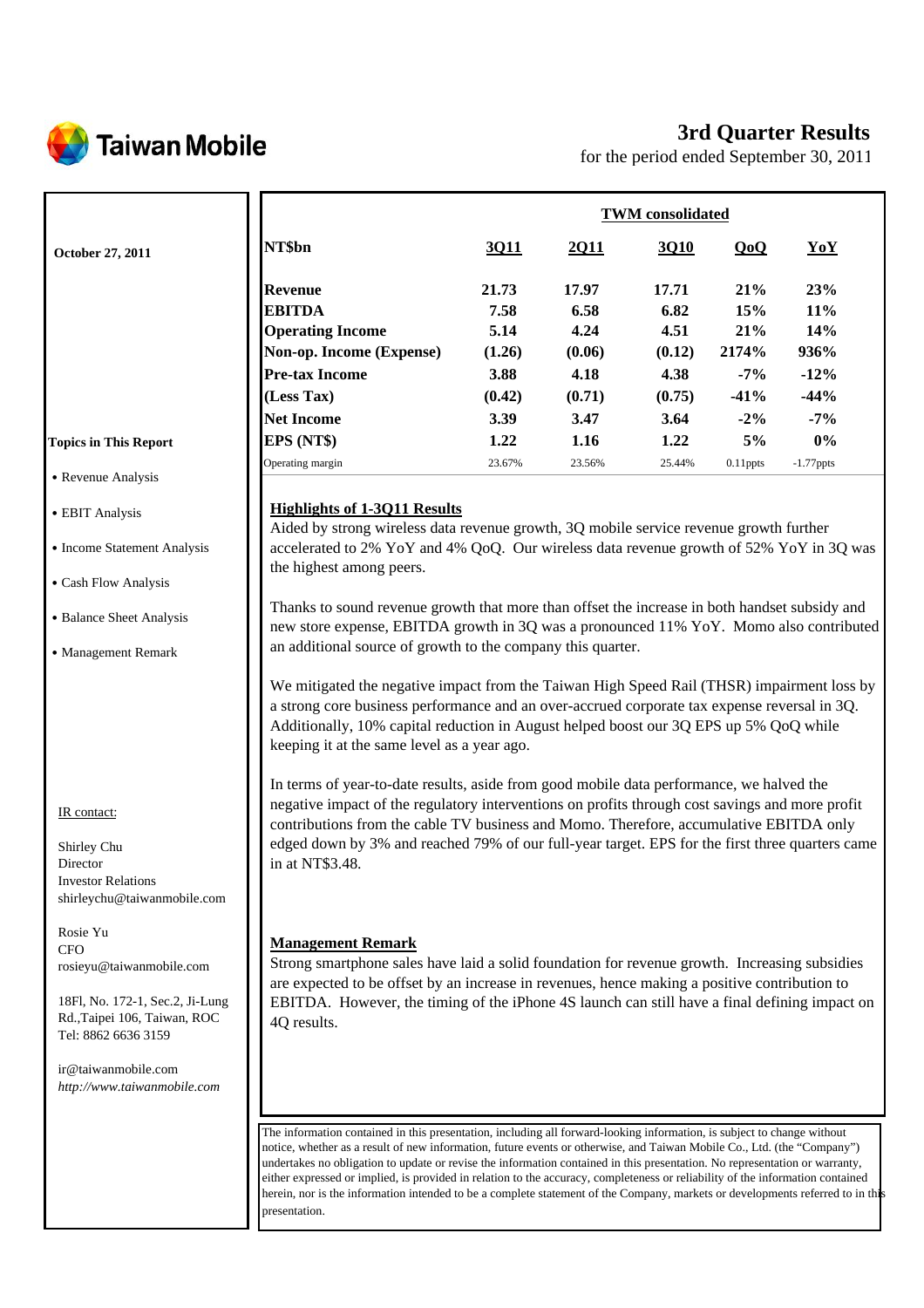# Taiwan Mobile

# 3rd Quarter Results

for the period ended September 30, 2011

**October 27, 2011**

| | TWM consolidated | | | | |
|---|---|---|---|---|---|
| **NT$bn** | **3Q11** | **2Q11** | **3Q10** | **QoQ** | **YoY** |
| **Revenue** | 21.73 | 17.97 | 17.71 | 21% | 23% |
| **EBITDA** | 7.58 | 6.58 | 6.82 | 15% | 11% |
| **Operating Income** | 5.14 | 4.24 | 4.51 | 21% | 14% |
| **Non-op. Income (Expense)** | (1.26) | (0.06) | (0.12) | 2174% | 936% |
| **Pre-tax Income** | 3.88 | 4.18 | 4.38 | -7% | -12% |
| **(Less Tax)** | (0.42) | (0.71) | (0.75) | -41% | -44% |
| **Net Income** | 3.39 | 3.47 | 3.64 | -2% | -7% |
| **EPS (NT$)** | 1.22 | 1.16 | 1.22 | 5% | 0% |
| Operating margin | 23.67% | 23.56% | 25.44% | 0.11ppts | -1.77ppts |

**Topics in This Report**

- Revenue Analysis
- EBIT Analysis
- Income Statement Analysis
- Cash Flow Analysis
- Balance Sheet Analysis
- Management Remark

## Highlights of 1-3Q11 Results

Aided by strong wireless data revenue growth, 3Q mobile service revenue growth further accelerated to 2% YoY and 4% QoQ. Our wireless data revenue growth of 52% YoY in 3Q was the highest among peers.

Thanks to sound revenue growth that more than offset the increase in both handset subsidy and new store expense, EBITDA growth in 3Q was a pronounced 11% YoY. Momo also contributed an additional source of growth to the company this quarter.

We mitigated the negative impact from the Taiwan High Speed Rail (THSR) impairment loss by a strong core business performance and an over-accrued corporate tax expense reversal in 3Q. Additionally, 10% capital reduction in August helped boost our 3Q EPS up 5% QoQ while keeping it at the same level as a year ago.

In terms of year-to-date results, aside from good mobile data performance, we halved the negative impact of the regulatory interventions on profits through cost savings and more profit contributions from the cable TV business and Momo. Therefore, accumulative EBITDA only edged down by 3% and reached 79% of our full-year target. EPS for the first three quarters came in at NT$3.48.

## Management Remark

Strong smartphone sales have laid a solid foundation for revenue growth. Increasing subsidies are expected to be offset by an increase in revenues, hence making a positive contribution to EBITDA. However, the timing of the iPhone 4S launch can still have a final defining impact on 4Q results.

IR contact:

Shirley Chu
Director
Investor Relations
shirleychu@taiwanmobile.com

Rosie Yu
CFO
rosieyu@taiwanmobile.com

18Fl, No. 172-1, Sec.2, Ji-Lung Rd.,Taipei 106, Taiwan, ROC
Tel: 8862 6636 3159

ir@taiwanmobile.com
*http://www.taiwanmobile.com*

The information contained in this presentation, including all forward-looking information, is subject to change without notice, whether as a result of new information, future events or otherwise, and Taiwan Mobile Co., Ltd. (the "Company") undertakes no obligation to update or revise the information contained in this presentation. No representation or warranty, either expressed or implied, is provided in relation to the accuracy, completeness or reliability of the information contained herein, nor is the information intended to be a complete statement of the Company, markets or developments referred to in this presentation.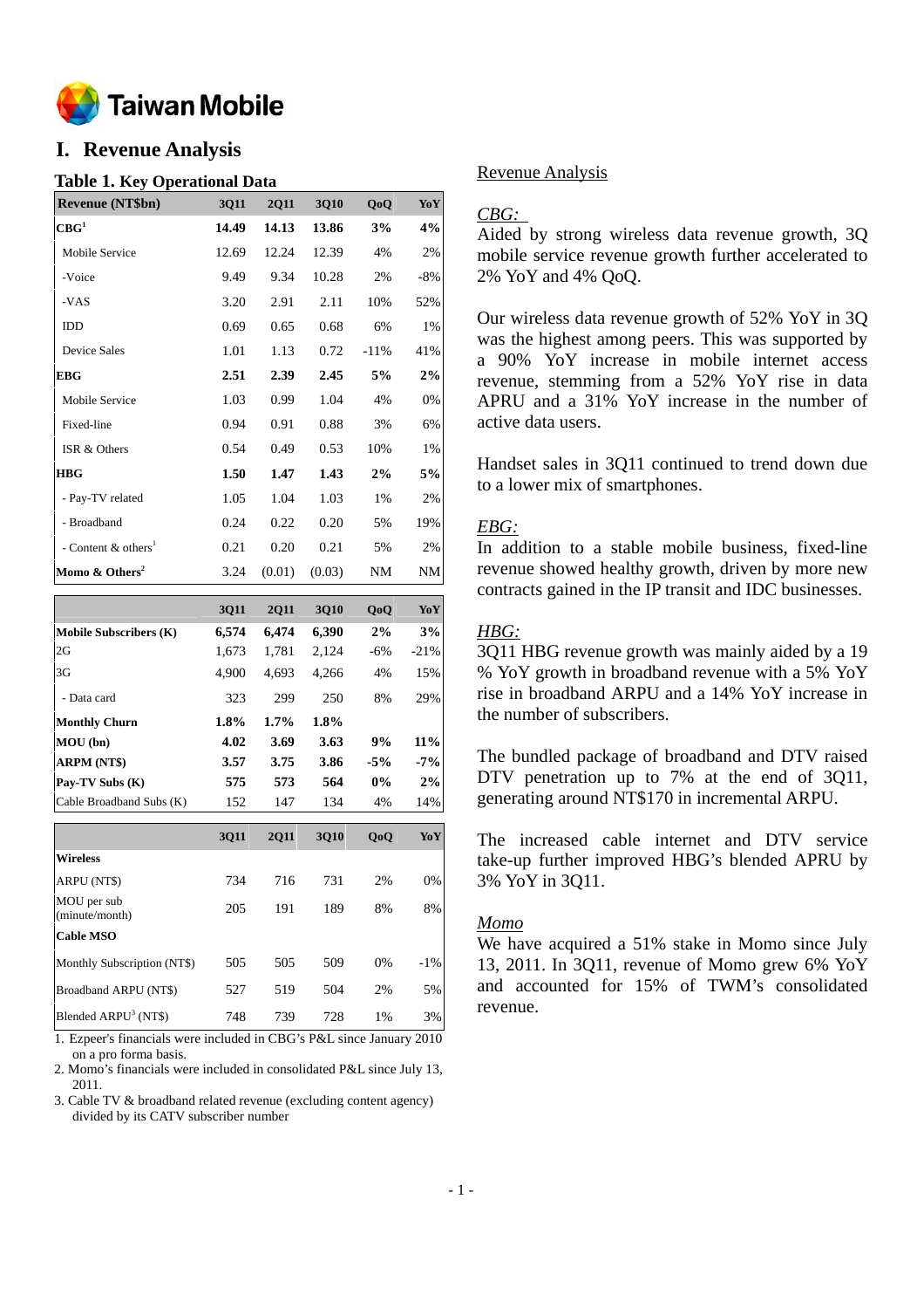# I. Revenue Analysis

## Table 1. Key Operational Data

| Revenue (NT$bn) | 3Q11 | 2Q11 | 3Q10 | QoQ | YoY |
|---|---|---|---|---|---|
| **CBG[1]** | **14.49** | **14.13** | **13.86** | **3%** | **4%** |
| Mobile Service | 12.69 | 12.24 | 12.39 | 4% | 2% |
| -Voice | 9.49 | 9.34 | 10.28 | 2% | -8% |
| -VAS | 3.20 | 2.91 | 2.11 | 10% | 52% |
| IDD | 0.69 | 0.65 | 0.68 | 6% | 1% |
| Device Sales | 1.01 | 1.13 | 0.72 | -11% | 41% |
| **EBG** | **2.51** | **2.39** | **2.45** | **5%** | **2%** |
| Mobile Service | 1.03 | 0.99 | 1.04 | 4% | 0% |
| Fixed-line | 0.94 | 0.91 | 0.88 | 3% | 6% |
| ISR & Others | 0.54 | 0.49 | 0.53 | 10% | 1% |
| **HBG** | **1.50** | **1.47** | **1.43** | **2%** | **5%** |
| - Pay-TV related | 1.05 | 1.04 | 1.03 | 1% | 2% |
| - Broadband | 0.24 | 0.22 | 0.20 | 5% | 19% |
| - Content & others[1] | 0.21 | 0.20 | 0.21 | 5% | 2% |
| **Momo & Others[2]** | 3.24 | (0.01) | (0.03) | NM | NM |

| | 3Q11 | 2Q11 | 3Q10 | QoQ | YoY |
|---|---|---|---|---|---|
| **Mobile Subscribers (K)** | **6,574** | **6,474** | **6,390** | **2%** | **3%** |
| 2G | 1,673 | 1,781 | 2,124 | -6% | -21% |
| 3G | 4,900 | 4,693 | 4,266 | 4% | 15% |
| - Data card | 323 | 299 | 250 | 8% | 29% |
| **Monthly Churn** | **1.8%** | **1.7%** | **1.8%** | | |
| **MOU (bn)** | **4.02** | **3.69** | **3.63** | **9%** | **11%** |
| **ARPM (NT$)** | **3.57** | **3.75** | **3.86** | **-5%** | **-7%** |
| **Pay-TV Subs (K)** | **575** | **573** | **564** | **0%** | **2%** |
| Cable Broadband Subs (K) | 152 | 147 | 134 | 4% | 14% |

| | 3Q11 | 2Q11 | 3Q10 | QoQ | YoY |
|---|---|---|---|---|---|
| **Wireless** | | | | | |
| ARPU (NT$) | 734 | 716 | 731 | 2% | 0% |
| MOU per sub (minute/month) | 205 | 191 | 189 | 8% | 8% |
| **Cable MSO** | | | | | |
| Monthly Subscription (NT$) | 505 | 505 | 509 | 0% | -1% |
| Broadband ARPU (NT$) | 527 | 519 | 504 | 2% | 5% |
| Blended ARPU[3] (NT$) | 748 | 739 | 728 | 1% | 3% |

1. Ezpeer's financials were included in CBG's P&L since January 2010 on a pro forma basis.
2. Momo's financials were included in consolidated P&L since July 13, 2011.
3. Cable TV & broadband related revenue (excluding content agency) divided by its CATV subscriber number

## Revenue Analysis

*CBG:*

Aided by strong wireless data revenue growth, 3Q mobile service revenue growth further accelerated to 2% YoY and 4% QoQ.

Our wireless data revenue growth of 52% YoY in 3Q was the highest among peers. This was supported by a 90% YoY increase in mobile internet access revenue, stemming from a 52% YoY rise in data APRU and a 31% YoY increase in the number of active data users.

Handset sales in 3Q11 continued to trend down due to a lower mix of smartphones.

*EBG:*

In addition to a stable mobile business, fixed-line revenue showed healthy growth, driven by more new contracts gained in the IP transit and IDC businesses.

*HBG:*

3Q11 HBG revenue growth was mainly aided by a 19 % YoY growth in broadband revenue with a 5% YoY rise in broadband ARPU and a 14% YoY increase in the number of subscribers.

The bundled package of broadband and DTV raised DTV penetration up to 7% at the end of 3Q11, generating around NT$170 in incremental ARPU.

The increased cable internet and DTV service take-up further improved HBG's blended APRU by 3% YoY in 3Q11.

*Momo*

We have acquired a 51% stake in Momo since July 13, 2011. In 3Q11, revenue of Momo grew 6% YoY and accounted for 15% of TWM's consolidated revenue.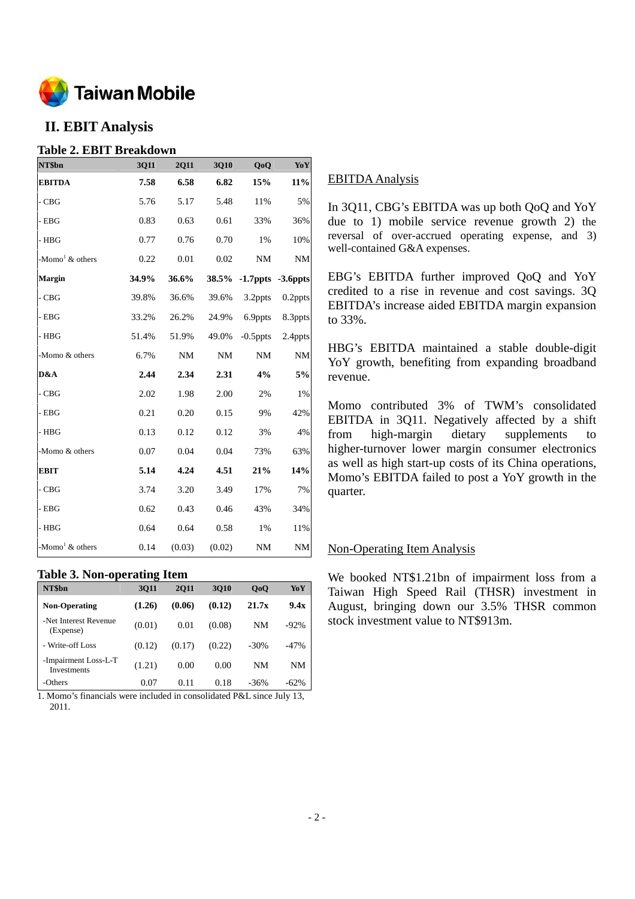## II. EBIT Analysis

### Table 2. EBIT Breakdown

| NT$bn | 3Q11 | 2Q11 | 3Q10 | QoQ | YoY |
|---|---|---|---|---|---|
| **EBITDA** | **7.58** | **6.58** | **6.82** | **15%** | **11%** |
| - CBG | 5.76 | 5.17 | 5.48 | 11% | 5% |
| - EBG | 0.83 | 0.63 | 0.61 | 33% | 36% |
| - HBG | 0.77 | 0.76 | 0.70 | 1% | 10% |
| -Momo[1] & others | 0.22 | 0.01 | 0.02 | NM | NM |
| **Margin** | **34.9%** | **36.6%** | **38.5%** | **-1.7ppts** | **-3.6ppts** |
| - CBG | 39.8% | 36.6% | 39.6% | 3.2ppts | 0.2ppts |
| - EBG | 33.2% | 26.2% | 24.9% | 6.9ppts | 8.3ppts |
| - HBG | 51.4% | 51.9% | 49.0% | -0.5ppts | 2.4ppts |
| -Momo & others | 6.7% | NM | NM | NM | NM |
| **D&A** | **2.44** | **2.34** | **2.31** | **4%** | **5%** |
| - CBG | 2.02 | 1.98 | 2.00 | 2% | 1% |
| - EBG | 0.21 | 0.20 | 0.15 | 9% | 42% |
| - HBG | 0.13 | 0.12 | 0.12 | 3% | 4% |
| -Momo & others | 0.07 | 0.04 | 0.04 | 73% | 63% |
| **EBIT** | **5.14** | **4.24** | **4.51** | **21%** | **14%** |
| - CBG | 3.74 | 3.20 | 3.49 | 17% | 7% |
| - EBG | 0.62 | 0.43 | 0.46 | 43% | 34% |
| - HBG | 0.64 | 0.64 | 0.58 | 1% | 11% |
| -Momo[1] & others | 0.14 | (0.03) | (0.02) | NM | NM |

### Table 3. Non-operating Item

| NT$bn | 3Q11 | 2Q11 | 3Q10 | QoQ | YoY |
|---|---|---|---|---|---|
| **Non-Operating** | **(1.26)** | **(0.06)** | **(0.12)** | **21.7x** | **9.4x** |
| -Net Interest Revenue (Expense) | (0.01) | 0.01 | (0.08) | NM | -92% |
| - Write-off Loss | (0.12) | (0.17) | (0.22) | -30% | -47% |
| -Impairment Loss-L-T Investments | (1.21) | 0.00 | 0.00 | NM | NM |
| -Others | 0.07 | 0.11 | 0.18 | -36% | -62% |

1. Momo's financials were included in consolidated P&L since July 13, 2011.

EBITDA Analysis

In 3Q11, CBG's EBITDA was up both QoQ and YoY due to 1) mobile service revenue growth 2) the reversal of over-accrued operating expense, and 3) well-contained G&A expenses.

EBG's EBITDA further improved QoQ and YoY credited to a rise in revenue and cost savings. 3Q EBITDA's increase aided EBITDA margin expansion to 33%.

HBG's EBITDA maintained a stable double-digit YoY growth, benefiting from expanding broadband revenue.

Momo contributed 3% of TWM's consolidated EBITDA in 3Q11. Negatively affected by a shift from high-margin dietary supplements to higher-turnover lower margin consumer electronics as well as high start-up costs of its China operations, Momo's EBITDA failed to post a YoY growth in the quarter.

Non-Operating Item Analysis

We booked NT$1.21bn of impairment loss from a Taiwan High Speed Rail (THSR) investment in August, bringing down our 3.5% THSR common stock investment value to NT$913m.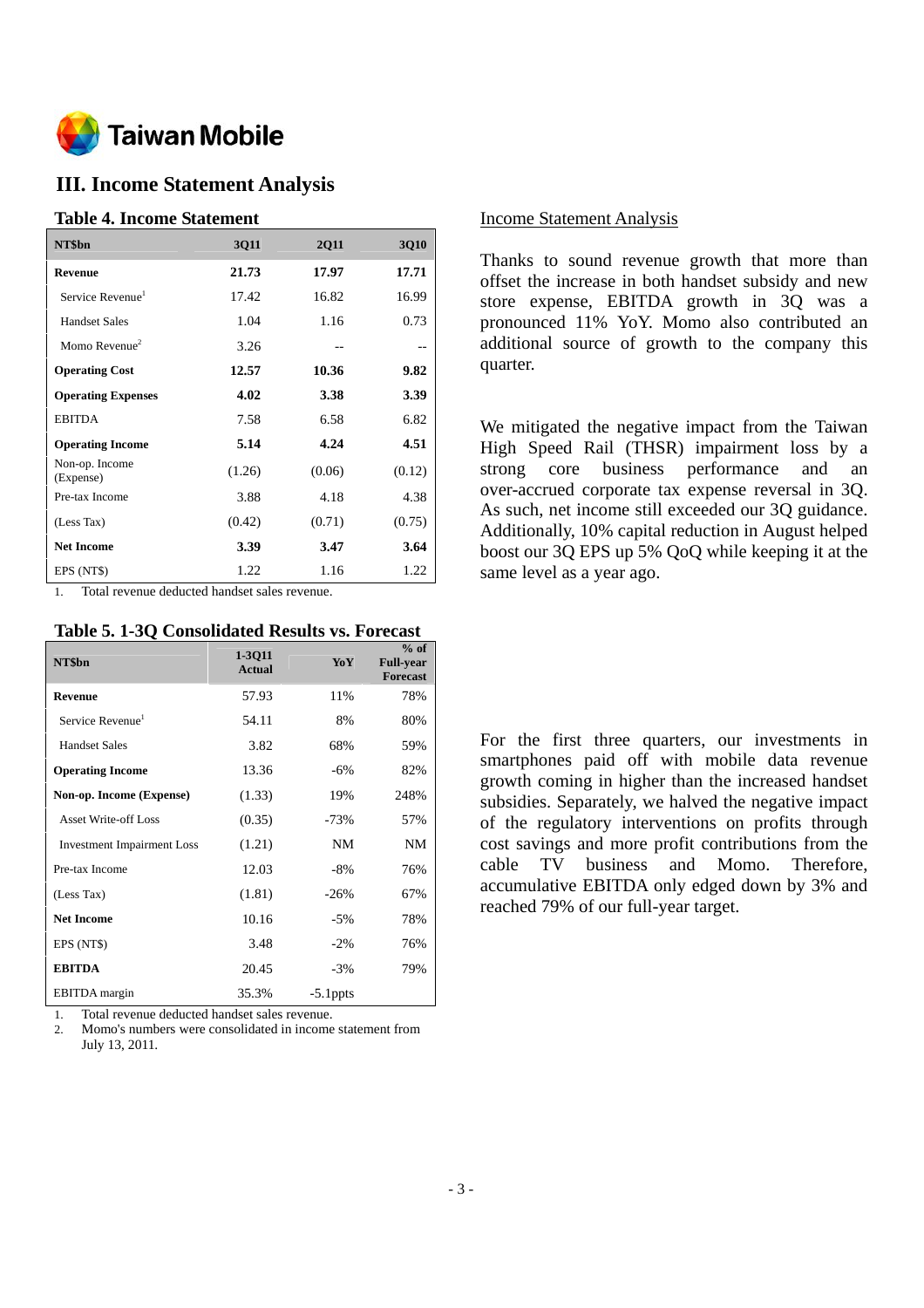## III. Income Statement Analysis

### Table 4. Income Statement

| NT$bn | 3Q11 | 2Q11 | 3Q10 |
|---|---|---|---|
| **Revenue** | **21.73** | **17.97** | **17.71** |
| Service Revenue[1] | 17.42 | 16.82 | 16.99 |
| Handset Sales | 1.04 | 1.16 | 0.73 |
| Momo Revenue[2] | 3.26 | -- | -- |
| **Operating Cost** | **12.57** | **10.36** | **9.82** |
| **Operating Expenses** | **4.02** | **3.38** | **3.39** |
| EBITDA | 7.58 | 6.58 | 6.82 |
| **Operating Income** | **5.14** | **4.24** | **4.51** |
| Non-op. Income (Expense) | (1.26) | (0.06) | (0.12) |
| Pre-tax Income | 3.88 | 4.18 | 4.38 |
| (Less Tax) | (0.42) | (0.71) | (0.75) |
| **Net Income** | **3.39** | **3.47** | **3.64** |
| EPS (NT$) | 1.22 | 1.16 | 1.22 |

1. Total revenue deducted handset sales revenue.

### Table 5. 1-3Q Consolidated Results vs. Forecast

| NT$bn | 1-3Q11 Actual | YoY | % of Full-year Forecast |
|---|---|---|---|
| **Revenue** | 57.93 | 11% | 78% |
| Service Revenue[1] | 54.11 | 8% | 80% |
| Handset Sales | 3.82 | 68% | 59% |
| **Operating Income** | 13.36 | -6% | 82% |
| **Non-op. Income (Expense)** | (1.33) | 19% | 248% |
| Asset Write-off Loss | (0.35) | -73% | 57% |
| Investment Impairment Loss | (1.21) | NM | NM |
| Pre-tax Income | 12.03 | -8% | 76% |
| (Less Tax) | (1.81) | -26% | 67% |
| **Net Income** | 10.16 | -5% | 78% |
| EPS (NT$) | 3.48 | -2% | 76% |
| **EBITDA** | 20.45 | -3% | 79% |
| EBITDA margin | 35.3% | -5.1ppts | |

1. Total revenue deducted handset sales revenue.
2. Momo's numbers were consolidated in income statement from July 13, 2011.

Income Statement Analysis

Thanks to sound revenue growth that more than offset the increase in both handset subsidy and new store expense, EBITDA growth in 3Q was a pronounced 11% YoY. Momo also contributed an additional source of growth to the company this quarter.

We mitigated the negative impact from the Taiwan High Speed Rail (THSR) impairment loss by a strong core business performance and an over-accrued corporate tax expense reversal in 3Q. As such, net income still exceeded our 3Q guidance. Additionally, 10% capital reduction in August helped boost our 3Q EPS up 5% QoQ while keeping it at the same level as a year ago.

For the first three quarters, our investments in smartphones paid off with mobile data revenue growth coming in higher than the increased handset subsidies. Separately, we halved the negative impact of the regulatory interventions on profits through cost savings and more profit contributions from the cable TV business and Momo. Therefore, accumulative EBITDA only edged down by 3% and reached 79% of our full-year target.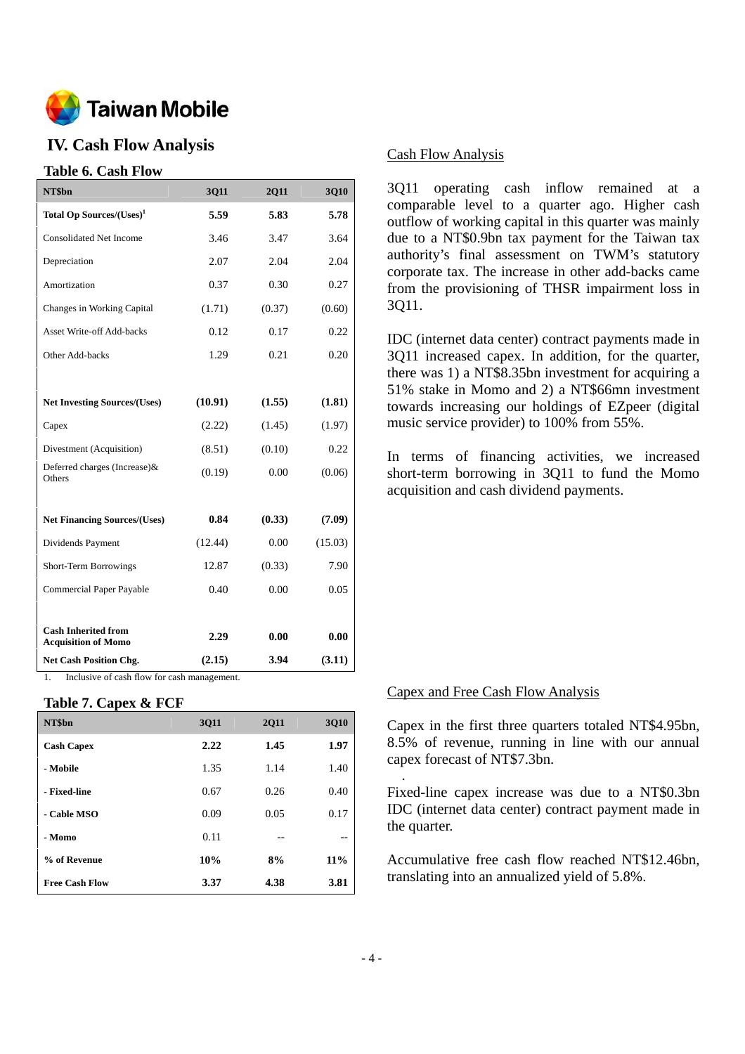Taiwan Mobile

# IV. Cash Flow Analysis

### Table 6. Cash Flow

| NT$bn | 3Q11 | 2Q11 | 3Q10 |
|---|---|---|---|
| **Total Op Sources/(Uses)[1]** | **5.59** | **5.83** | **5.78** |
| Consolidated Net Income | 3.46 | 3.47 | 3.64 |
| Depreciation | 2.07 | 2.04 | 2.04 |
| Amortization | 0.37 | 0.30 | 0.27 |
| Changes in Working Capital | (1.71) | (0.37) | (0.60) |
| Asset Write-off Add-backs | 0.12 | 0.17 | 0.22 |
| Other Add-backs | 1.29 | 0.21 | 0.20 |
| | | | |
| **Net Investing Sources/(Uses)** | **(10.91)** | **(1.55)** | **(1.81)** |
| Capex | (2.22) | (1.45) | (1.97) |
| Divestment (Acquisition) | (8.51) | (0.10) | 0.22 |
| Deferred charges (Increase)& Others | (0.19) | 0.00 | (0.06) |
| | | | |
| **Net Financing Sources/(Uses)** | **0.84** | **(0.33)** | **(7.09)** |
| Dividends Payment | (12.44) | 0.00 | (15.03) |
| Short-Term Borrowings | 12.87 | (0.33) | 7.90 |
| Commercial Paper Payable | 0.40 | 0.00 | 0.05 |
| | | | |
| **Cash Inherited from Acquisition of Momo** | **2.29** | **0.00** | **0.00** |
| **Net Cash Position Chg.** | **(2.15)** | **3.94** | **(3.11)** |

1. Inclusive of cash flow for cash management.

## Cash Flow Analysis

3Q11 operating cash inflow remained at a comparable level to a quarter ago. Higher cash outflow of working capital in this quarter was mainly due to a NT$0.9bn tax payment for the Taiwan tax authority's final assessment on TWM's statutory corporate tax. The increase in other add-backs came from the provisioning of THSR impairment loss in 3Q11.

IDC (internet data center) contract payments made in 3Q11 increased capex. In addition, for the quarter, there was 1) a NT$8.35bn investment for acquiring a 51% stake in Momo and 2) a NT$66mn investment towards increasing our holdings of EZpeer (digital music service provider) to 100% from 55%.

In terms of financing activities, we increased short-term borrowing in 3Q11 to fund the Momo acquisition and cash dividend payments.

### Table 7. Capex & FCF

| NT$bn | 3Q11 | 2Q11 | 3Q10 |
|---|---|---|---|
| **Cash Capex** | **2.22** | **1.45** | **1.97** |
| **- Mobile** | 1.35 | 1.14 | 1.40 |
| **- Fixed-line** | 0.67 | 0.26 | 0.40 |
| **- Cable MSO** | 0.09 | 0.05 | 0.17 |
| **- Momo** | 0.11 | -- | -- |
| **% of Revenue** | **10%** | **8%** | **11%** |
| **Free Cash Flow** | **3.37** | **4.38** | **3.81** |

## Capex and Free Cash Flow Analysis

Capex in the first three quarters totaled NT$4.95bn, 8.5% of revenue, running in line with our annual capex forecast of NT$7.3bn.

Fixed-line capex increase was due to a NT$0.3bn IDC (internet data center) contract payment made in the quarter.

Accumulative free cash flow reached NT$12.46bn, translating into an annualized yield of 5.8%.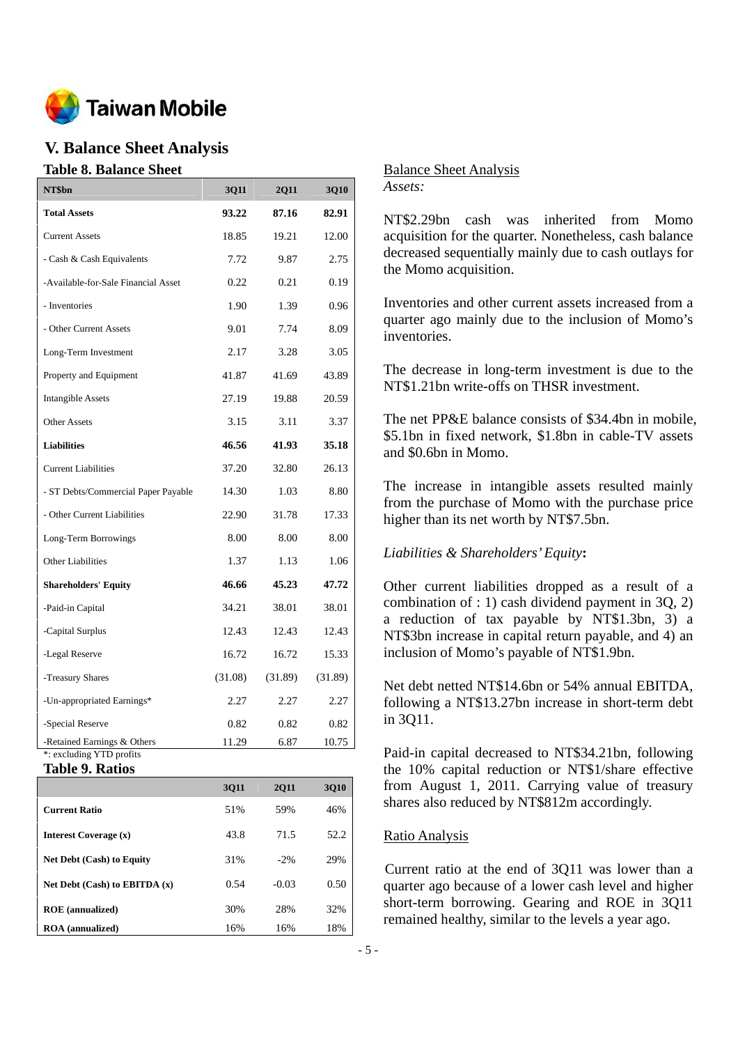# V. Balance Sheet Analysis

### Table 8. Balance Sheet

| NT$bn | 3Q11 | 2Q11 | 3Q10 |
|---|---|---|---|
| **Total Assets** | **93.22** | **87.16** | **82.91** |
| Current Assets | 18.85 | 19.21 | 12.00 |
| - Cash & Cash Equivalents | 7.72 | 9.87 | 2.75 |
| -Available-for-Sale Financial Asset | 0.22 | 0.21 | 0.19 |
| - Inventories | 1.90 | 1.39 | 0.96 |
| - Other Current Assets | 9.01 | 7.74 | 8.09 |
| Long-Term Investment | 2.17 | 3.28 | 3.05 |
| Property and Equipment | 41.87 | 41.69 | 43.89 |
| Intangible Assets | 27.19 | 19.88 | 20.59 |
| Other Assets | 3.15 | 3.11 | 3.37 |
| **Liabilities** | **46.56** | **41.93** | **35.18** |
| Current Liabilities | 37.20 | 32.80 | 26.13 |
| - ST Debts/Commercial Paper Payable | 14.30 | 1.03 | 8.80 |
| - Other Current Liabilities | 22.90 | 31.78 | 17.33 |
| Long-Term Borrowings | 8.00 | 8.00 | 8.00 |
| Other Liabilities | 1.37 | 1.13 | 1.06 |
| **Shareholders' Equity** | **46.66** | **45.23** | **47.72** |
| -Paid-in Capital | 34.21 | 38.01 | 38.01 |
| -Capital Surplus | 12.43 | 12.43 | 12.43 |
| -Legal Reserve | 16.72 | 16.72 | 15.33 |
| -Treasury Shares | (31.08) | (31.89) | (31.89) |
| -Un-appropriated Earnings* | 2.27 | 2.27 | 2.27 |
| -Special Reserve | 0.82 | 0.82 | 0.82 |
| -Retained Earnings & Others | 11.29 | 6.87 | 10.75 |

*: excluding YTD profits

### Table 9. Ratios

| | 3Q11 | 2Q11 | 3Q10 |
|---|---|---|---|
| **Current Ratio** | 51% | 59% | 46% |
| **Interest Coverage (x)** | 43.8 | 71.5 | 52.2 |
| **Net Debt (Cash) to Equity** | 31% | -2% | 29% |
| **Net Debt (Cash) to EBITDA (x)** | 0.54 | -0.03 | 0.50 |
| **ROE (annualized)** | 30% | 28% | 32% |
| **ROA (annualized)** | 16% | 16% | 18% |

Balance Sheet Analysis

*Assets:*

NT$2.29bn cash was inherited from Momo acquisition for the quarter. Nonetheless, cash balance decreased sequentially mainly due to cash outlays for the Momo acquisition.

Inventories and other current assets increased from a quarter ago mainly due to the inclusion of Momo's inventories.

The decrease in long-term investment is due to the NT$1.21bn write-offs on THSR investment.

The net PP&E balance consists of $34.4bn in mobile, $5.1bn in fixed network, $1.8bn in cable-TV assets and $0.6bn in Momo.

The increase in intangible assets resulted mainly from the purchase of Momo with the purchase price higher than its net worth by NT$7.5bn.

*Liabilities & Shareholders' Equity*:

Other current liabilities dropped as a result of a combination of : 1) cash dividend payment in 3Q, 2) a reduction of tax payable by NT$1.3bn, 3) a NT$3bn increase in capital return payable, and 4) an inclusion of Momo's payable of NT$1.9bn.

Net debt netted NT$14.6bn or 54% annual EBITDA, following a NT$13.27bn increase in short-term debt in 3Q11.

Paid-in capital decreased to NT$34.21bn, following the 10% capital reduction or NT$1/share effective from August 1, 2011. Carrying value of treasury shares also reduced by NT$812m accordingly.

Ratio Analysis

Current ratio at the end of 3Q11 was lower than a quarter ago because of a lower cash level and higher short-term borrowing. Gearing and ROE in 3Q11 remained healthy, similar to the levels a year ago.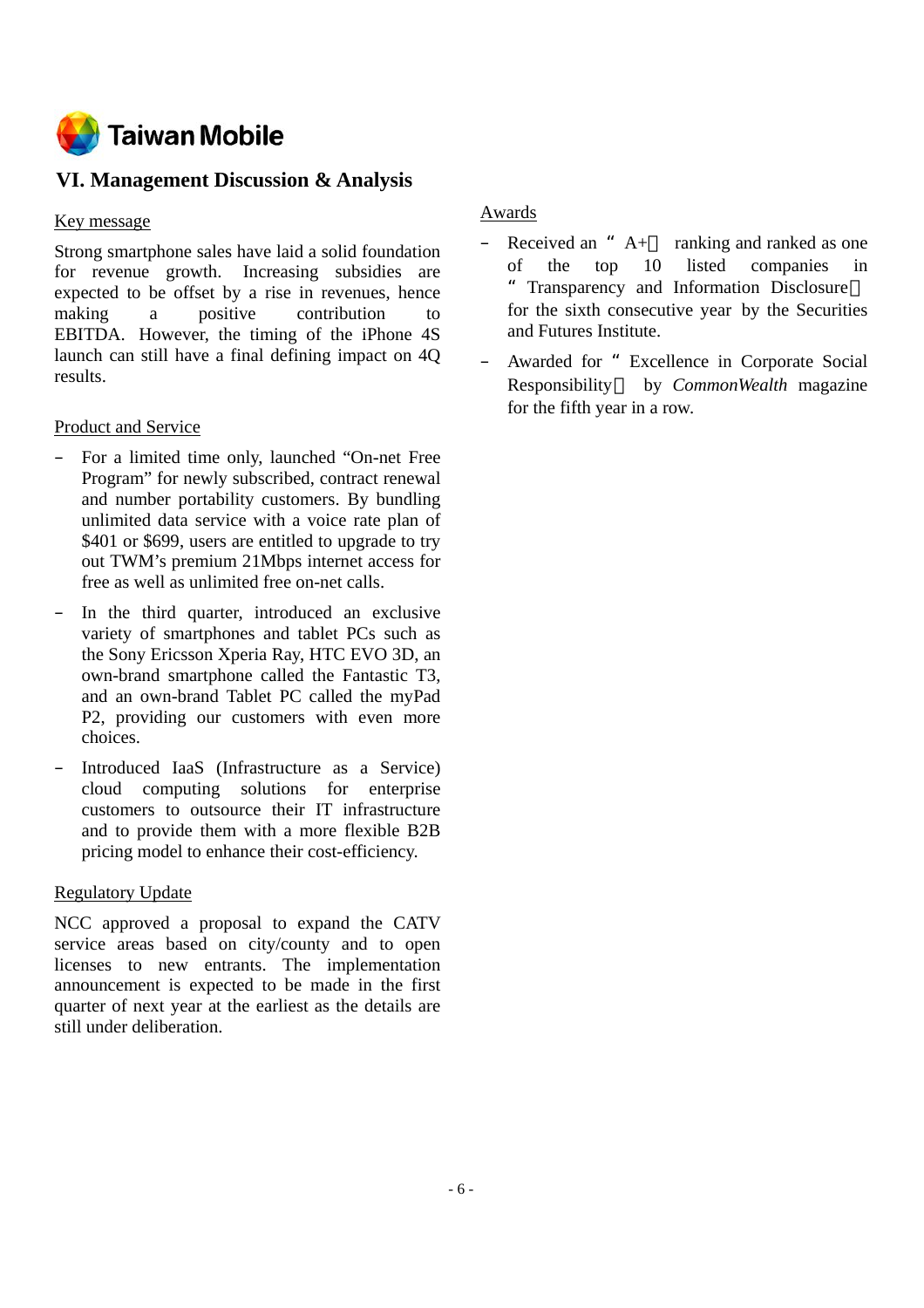## VI. Management Discussion & Analysis

Key message

Strong smartphone sales have laid a solid foundation for revenue growth. Increasing subsidies are expected to be offset by a rise in revenues, hence making a positive contribution to EBITDA. However, the timing of the iPhone 4S launch can still have a final defining impact on 4Q results.

Product and Service

- For a limited time only, launched "On-net Free Program" for newly subscribed, contract renewal and number portability customers. By bundling unlimited data service with a voice rate plan of $401 or $699, users are entitled to upgrade to try out TWM's premium 21Mbps internet access for free as well as unlimited free on-net calls.
- In the third quarter, introduced an exclusive variety of smartphones and tablet PCs such as the Sony Ericsson Xperia Ray, HTC EVO 3D, an own-brand smartphone called the Fantastic T3, and an own-brand Tablet PC called the myPad P2, providing our customers with even more choices.
- Introduced IaaS (Infrastructure as a Service) cloud computing solutions for enterprise customers to outsource their IT infrastructure and to provide them with a more flexible B2B pricing model to enhance their cost-efficiency.

Regulatory Update

NCC approved a proposal to expand the CATV service areas based on city/county and to open licenses to new entrants. The implementation announcement is expected to be made in the first quarter of next year at the earliest as the details are still under deliberation.

Awards

- Received an "A+" ranking and ranked as one of the top 10 listed companies in "Transparency and Information Disclosure" for the sixth consecutive year by the Securities and Futures Institute.
- Awarded for "Excellence in Corporate Social Responsibility" by *CommonWealth* magazine for the fifth year in a row.